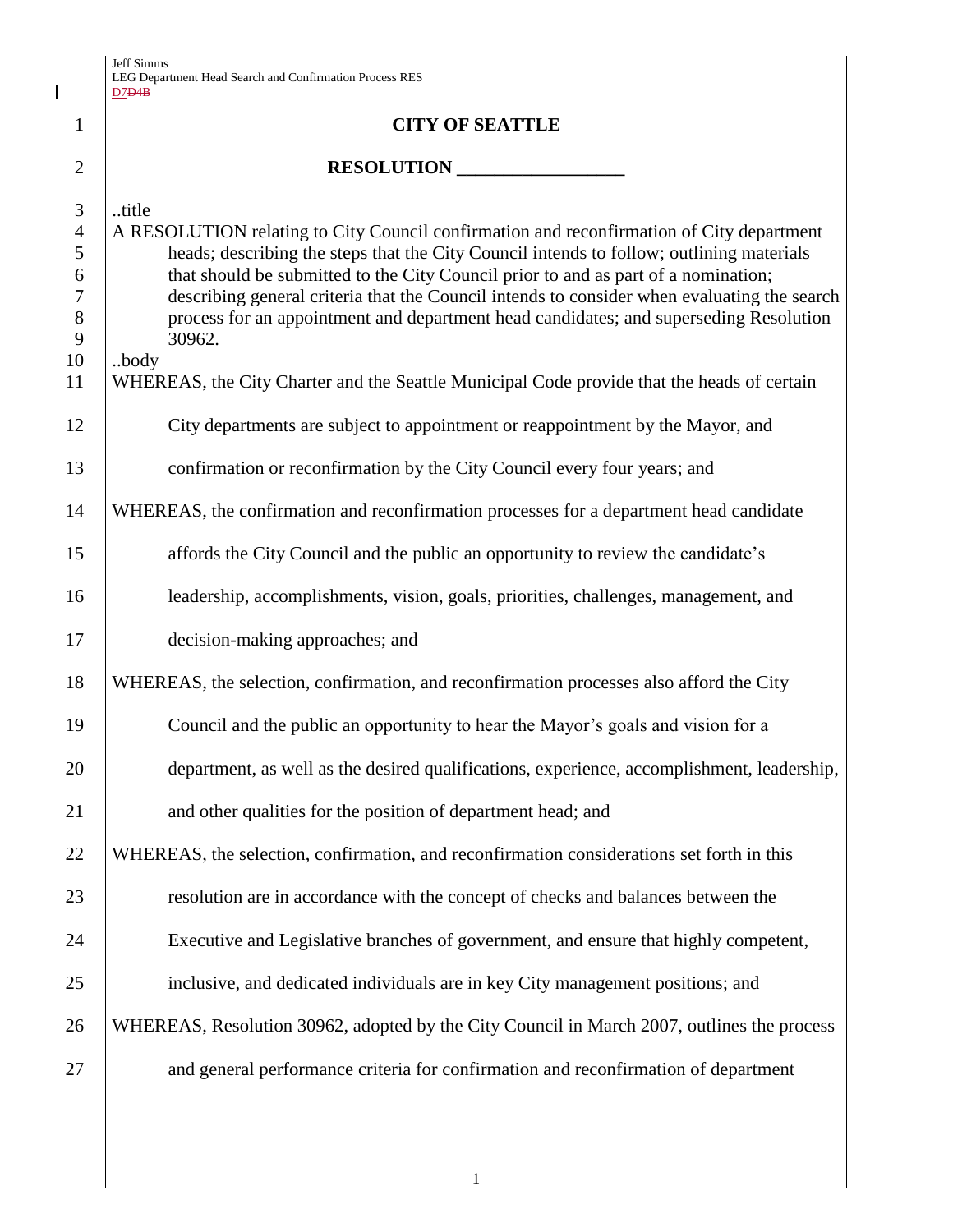# CITY OF SEATTLE

## RESOLUTION __________________

..title

A RESOLUTION relating to City Council confirmation and reconfirmation of City department heads; describing the steps that the City Council intends to follow; outlining materials that should be submitted to the City Council prior to and as part of a nomination; describing general criteria that the Council intends to consider when evaluating the search process for an appointment and department head candidates; and superseding Resolution 30962.

..body

WHEREAS, the City Charter and the Seattle Municipal Code provide that the heads of certain City departments are subject to appointment or reappointment by the Mayor, and confirmation or reconfirmation by the City Council every four years; and

WHEREAS, the confirmation and reconfirmation processes for a department head candidate affords the City Council and the public an opportunity to review the candidate's leadership, accomplishments, vision, goals, priorities, challenges, management, and decision-making approaches; and

WHEREAS, the selection, confirmation, and reconfirmation processes also afford the City Council and the public an opportunity to hear the Mayor's goals and vision for a department, as well as the desired qualifications, experience, accomplishment, leadership, and other qualities for the position of department head; and

WHEREAS, the selection, confirmation, and reconfirmation considerations set forth in this resolution are in accordance with the concept of checks and balances between the Executive and Legislative branches of government, and ensure that highly competent, inclusive, and dedicated individuals are in key City management positions; and

WHEREAS, Resolution 30962, adopted by the City Council in March 2007, outlines the process and general performance criteria for confirmation and reconfirmation of department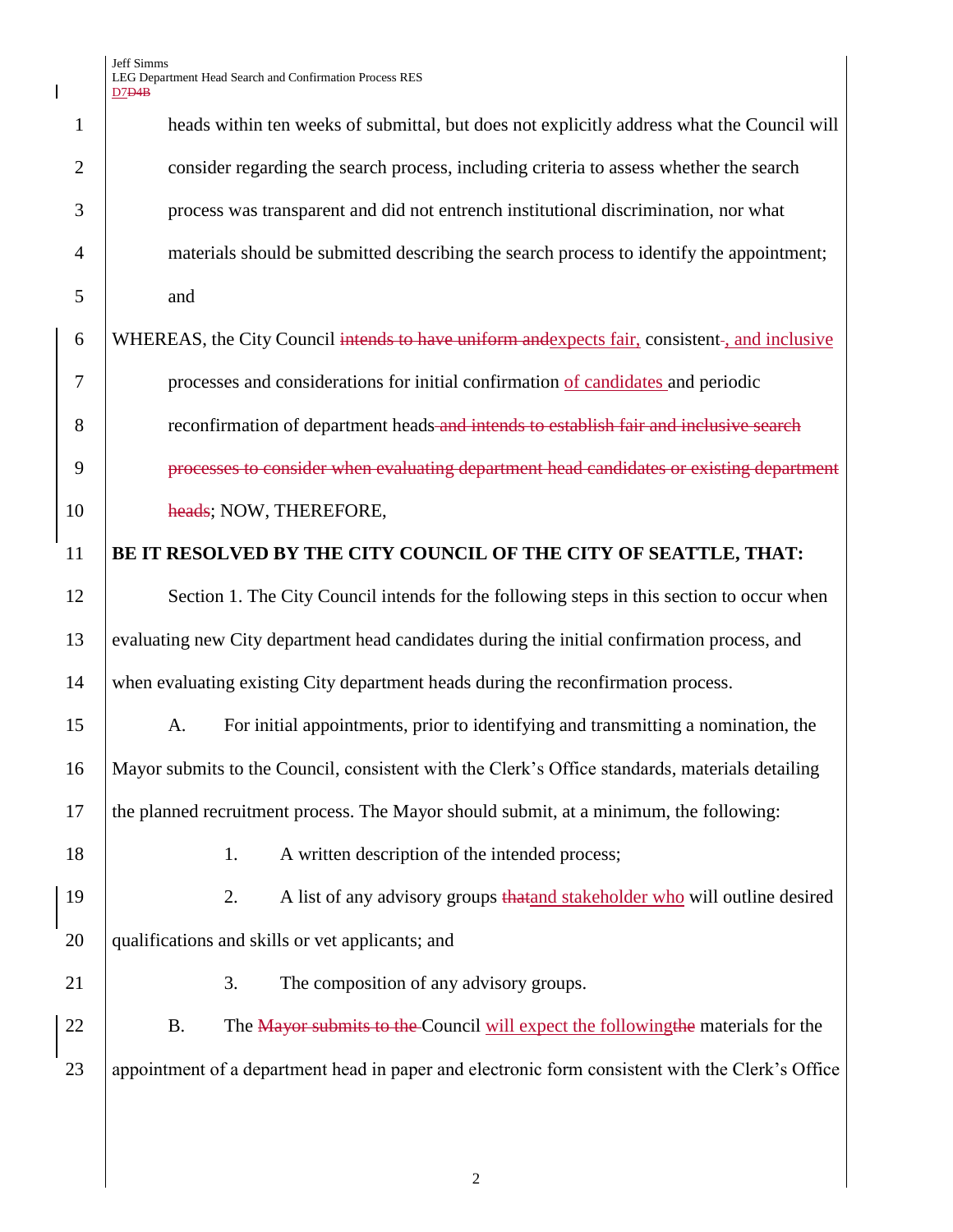heads within ten weeks of submittal, but does not explicitly address what the Council will consider regarding the search process, including criteria to assess whether the search process was transparent and did not entrench institutional discrimination, nor what materials should be submitted describing the search process to identify the appointment; and

WHEREAS, the City Council ~~intends to have uniform and~~expects fair, consistent~~.~~, and inclusive processes and considerations for initial confirmation of candidates and periodic reconfirmation of department heads~~ and intends to establish fair and inclusive search processes to consider when evaluating department head candidates or existing department heads~~; NOW, THEREFORE,

**BE IT RESOLVED BY THE CITY COUNCIL OF THE CITY OF SEATTLE, THAT:**

Section 1. The City Council intends for the following steps in this section to occur when evaluating new City department head candidates during the initial confirmation process, and when evaluating existing City department heads during the reconfirmation process.

A. For initial appointments, prior to identifying and transmitting a nomination, the Mayor submits to the Council, consistent with the Clerk's Office standards, materials detailing the planned recruitment process. The Mayor should submit, at a minimum, the following:

1. A written description of the intended process;

2. A list of any advisory groups ~~that~~and stakeholder who will outline desired qualifications and skills or vet applicants; and

3. The composition of any advisory groups.

B. The ~~Mayor submits to the~~ Council will expect the following~~the~~ materials for the appointment of a department head in paper and electronic form consistent with the Clerk's Office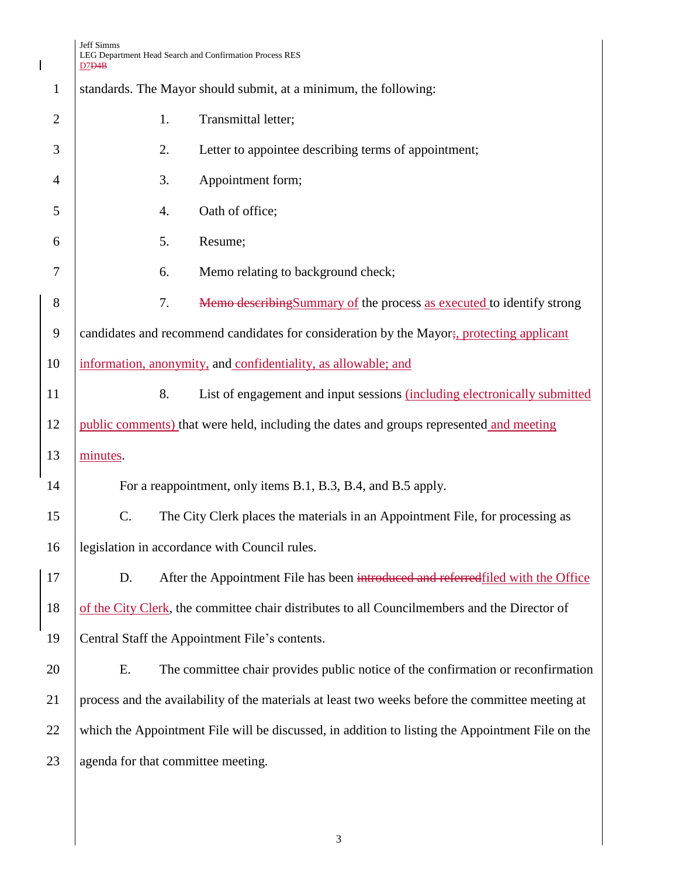standards. The Mayor should submit, at a minimum, the following:

1. Transmittal letter;
2. Letter to appointee describing terms of appointment;
3. Appointment form;
4. Oath of office;
5. Resume;
6. Memo relating to background check;
7. ~~Memo describing~~Summary of the process as executed to identify strong candidates and recommend candidates for consideration by the Mayor~~;~~, protecting applicant information, anonymity, and confidentiality, as allowable; and
8. List of engagement and input sessions (including electronically submitted public comments) that were held, including the dates and groups represented and meeting minutes.

For a reappointment, only items B.1, B.3, B.4, and B.5 apply.

C. The City Clerk places the materials in an Appointment File, for processing as legislation in accordance with Council rules.

D. After the Appointment File has been ~~introduced and referred~~filed with the Office of the City Clerk, the committee chair distributes to all Councilmembers and the Director of Central Staff the Appointment File's contents.

E. The committee chair provides public notice of the confirmation or reconfirmation process and the availability of the materials at least two weeks before the committee meeting at which the Appointment File will be discussed, in addition to listing the Appointment File on the agenda for that committee meeting.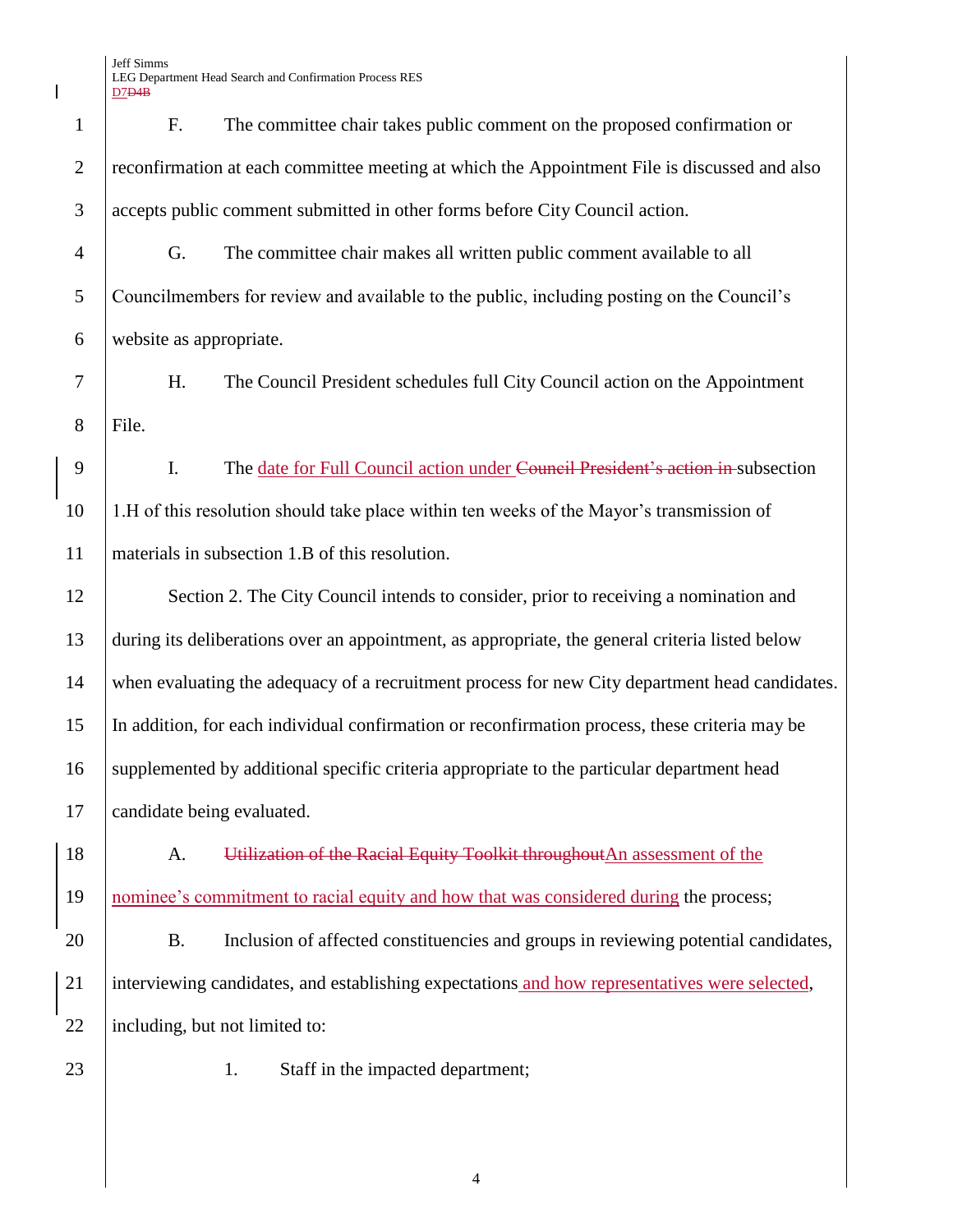F. The committee chair takes public comment on the proposed confirmation or reconfirmation at each committee meeting at which the Appointment File is discussed and also accepts public comment submitted in other forms before City Council action.

G. The committee chair makes all written public comment available to all Councilmembers for review and available to the public, including posting on the Council's website as appropriate.

H. The Council President schedules full City Council action on the Appointment File.

I. The date for Full Council action under ~~Council President's action in~~ subsection 1.H of this resolution should take place within ten weeks of the Mayor's transmission of materials in subsection 1.B of this resolution.

Section 2. The City Council intends to consider, prior to receiving a nomination and during its deliberations over an appointment, as appropriate, the general criteria listed below when evaluating the adequacy of a recruitment process for new City department head candidates. In addition, for each individual confirmation or reconfirmation process, these criteria may be supplemented by additional specific criteria appropriate to the particular department head candidate being evaluated.

A. ~~Utilization of the Racial Equity Toolkit throughout~~An assessment of the nominee's commitment to racial equity and how that was considered during the process;

B. Inclusion of affected constituencies and groups in reviewing potential candidates, interviewing candidates, and establishing expectations and how representatives were selected, including, but not limited to:

1. Staff in the impacted department;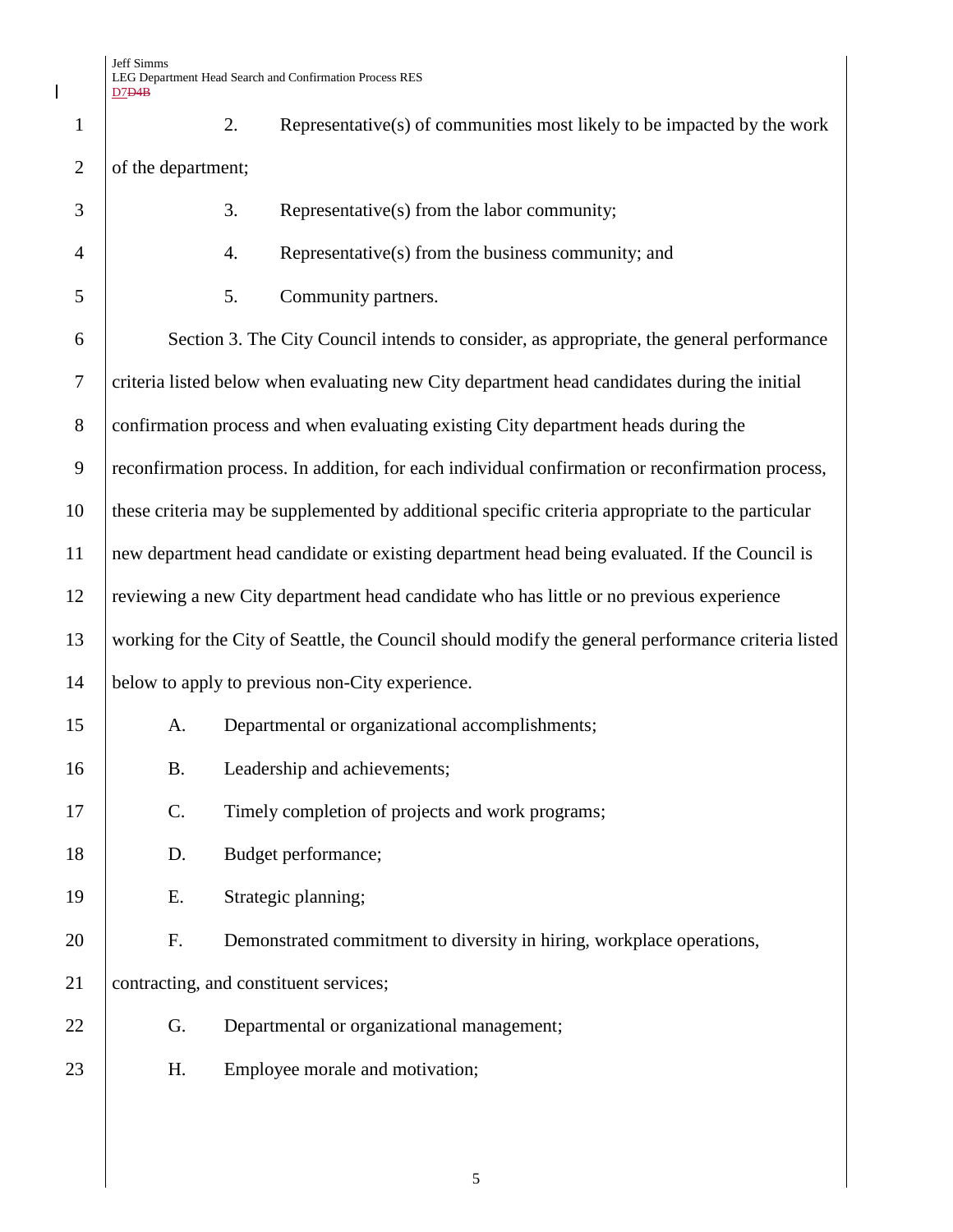2. Representative(s) of communities most likely to be impacted by the work of the department;

3. Representative(s) from the labor community;

4. Representative(s) from the business community; and

5. Community partners.

Section 3. The City Council intends to consider, as appropriate, the general performance criteria listed below when evaluating new City department head candidates during the initial confirmation process and when evaluating existing City department heads during the reconfirmation process. In addition, for each individual confirmation or reconfirmation process, these criteria may be supplemented by additional specific criteria appropriate to the particular new department head candidate or existing department head being evaluated. If the Council is reviewing a new City department head candidate who has little or no previous experience working for the City of Seattle, the Council should modify the general performance criteria listed below to apply to previous non-City experience.

A. Departmental or organizational accomplishments;

B. Leadership and achievements;

C. Timely completion of projects and work programs;

D. Budget performance;

E. Strategic planning;

F. Demonstrated commitment to diversity in hiring, workplace operations, contracting, and constituent services;

G. Departmental or organizational management;

H. Employee morale and motivation;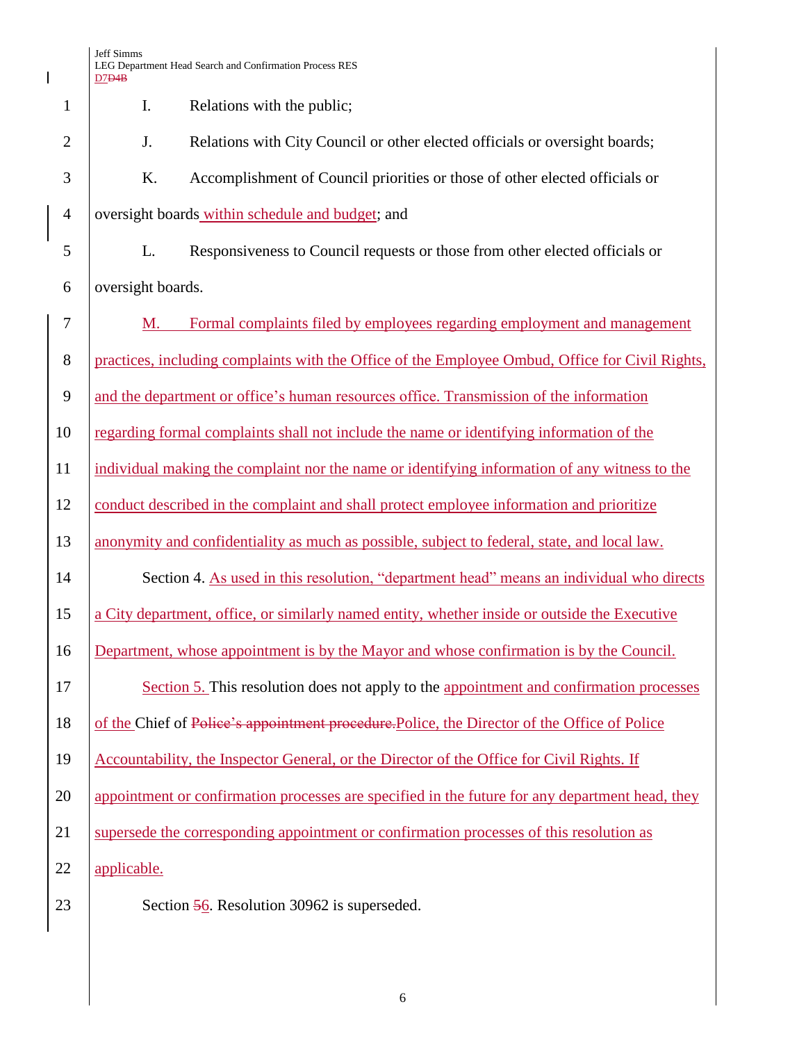I. Relations with the public;

J. Relations with City Council or other elected officials or oversight boards;

K. Accomplishment of Council priorities or those of other elected officials or oversight boards within schedule and budget; and

L. Responsiveness to Council requests or those from other elected officials or oversight boards.

M. Formal complaints filed by employees regarding employment and management practices, including complaints with the Office of the Employee Ombud, Office for Civil Rights, and the department or office's human resources office. Transmission of the information regarding formal complaints shall not include the name or identifying information of the individual making the complaint nor the name or identifying information of any witness to the conduct described in the complaint and shall protect employee information and prioritize anonymity and confidentiality as much as possible, subject to federal, state, and local law.

Section 4. As used in this resolution, "department head" means an individual who directs a City department, office, or similarly named entity, whether inside or outside the Executive Department, whose appointment is by the Mayor and whose confirmation is by the Council.

Section 5. This resolution does not apply to the appointment and confirmation processes of the Chief of ~~Police's appointment procedure.~~Police, the Director of the Office of Police Accountability, the Inspector General, or the Director of the Office for Civil Rights. If appointment or confirmation processes are specified in the future for any department head, they supersede the corresponding appointment or confirmation processes of this resolution as applicable.

Section ~~5~~6. Resolution 30962 is superseded.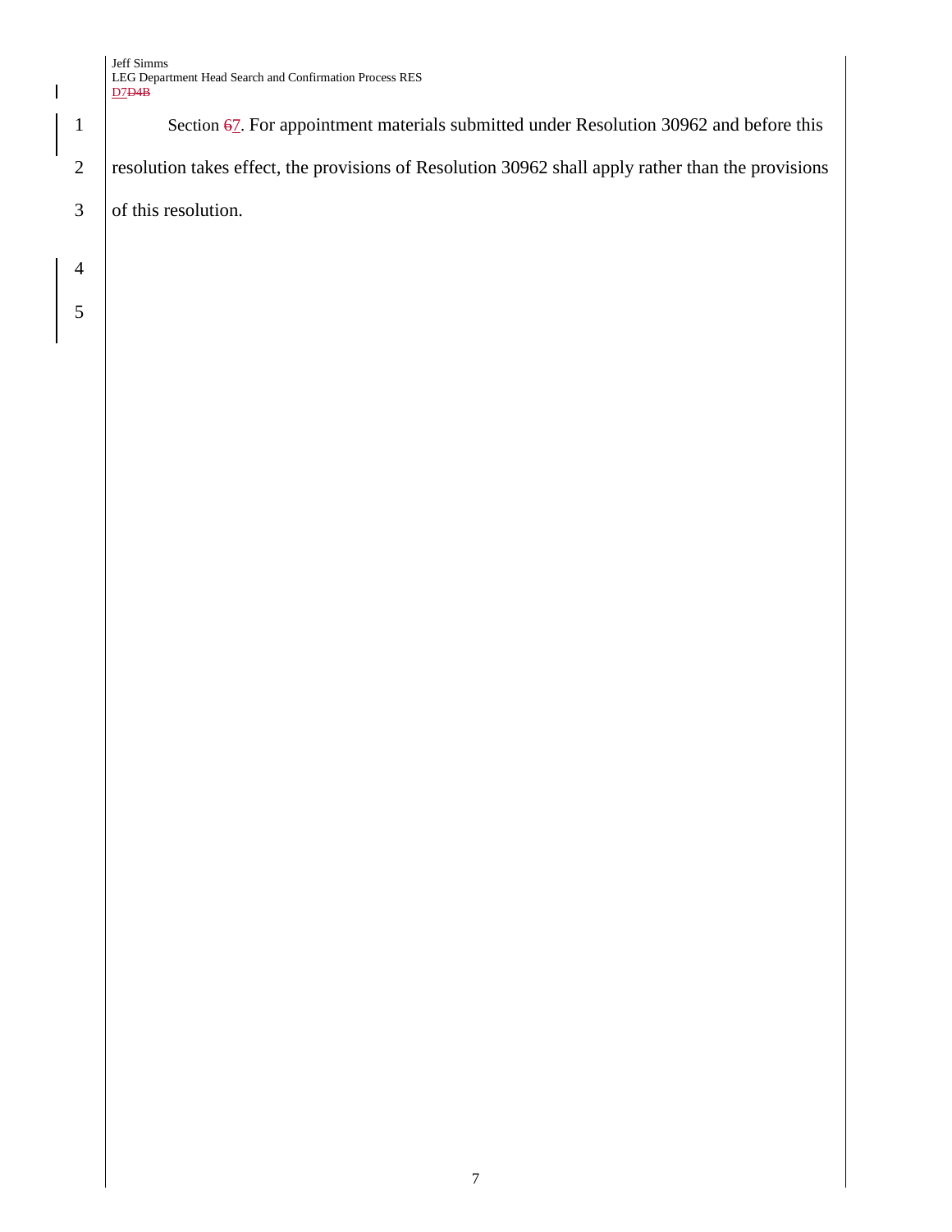Section ~~6~~7. For appointment materials submitted under Resolution 30962 and before this resolution takes effect, the provisions of Resolution 30962 shall apply rather than the provisions of this resolution.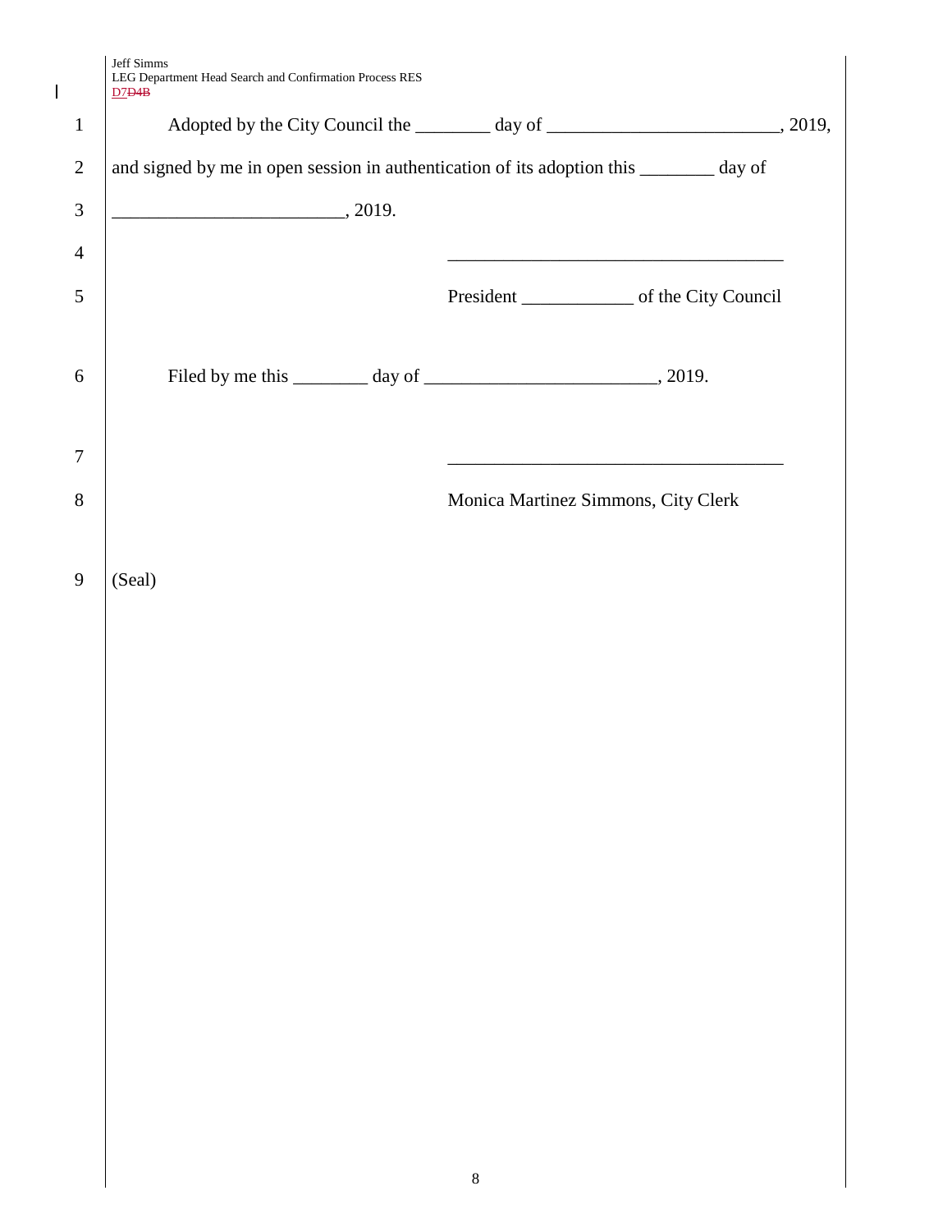Adopted by the City Council the ________ day of _________________________, 2019, and signed by me in open session in authentication of its adoption this ________ day of _________________________, 2019.

____________________________________

President ____________ of the City Council

Filed by me this ________ day of _________________________, 2019.

____________________________________

Monica Martinez Simmons, City Clerk

(Seal)